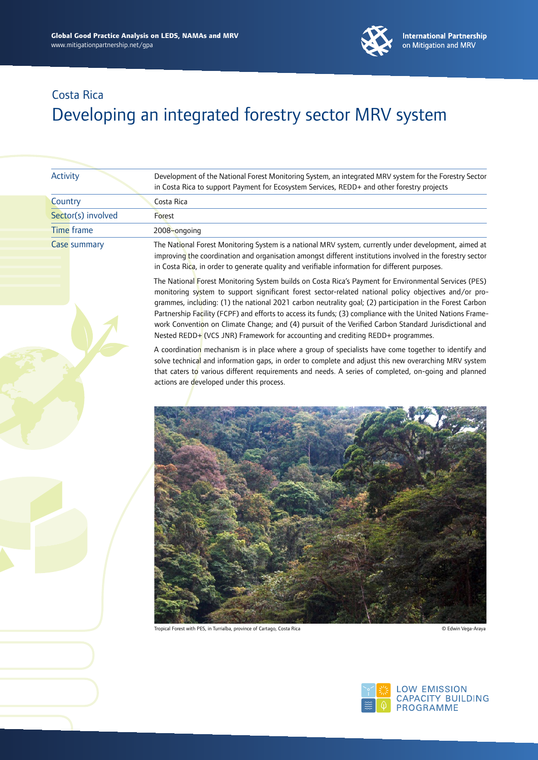Costa Rica

# Developing an integrated forestry sector MRV system

| | |
|---|---|
| Activity | Development of the National Forest Monitoring System, an integrated MRV system for the Forestry Sector in Costa Rica to support Payment for Ecosystem Services, REDD+ and other forestry projects |
| Country | Costa Rica |
| Sector(s) involved | Forest |
| Time frame | 2008–ongoing |
| Case summary | The National Forest Monitoring System is a national MRV system, currently under development, aimed at improving the coordination and organisation amongst different institutions involved in the forestry sector in Costa Rica, in order to generate quality and verifiable information for different purposes. |

The National Forest Monitoring System builds on Costa Rica's Payment for Environmental Services (PES) monitoring system to support significant forest sector-related national policy objectives and/or programmes, including: (1) the national 2021 carbon neutrality goal; (2) participation in the Forest Carbon Partnership Facility (FCPF) and efforts to access its funds; (3) compliance with the United Nations Framework Convention on Climate Change; and (4) pursuit of the Verified Carbon Standard Jurisdictional and Nested REDD+ (VCS JNR) Framework for accounting and crediting REDD+ programmes.

A coordination mechanism is in place where a group of specialists have come together to identify and solve technical and information gaps, in order to complete and adjust this new overarching MRV system that caters to various different requirements and needs. A series of completed, on-going and planned actions are developed under this process.

Tropical Forest with PES, in Turrialba, province of Cartago, Costa Rica © Edwin Vega-Araya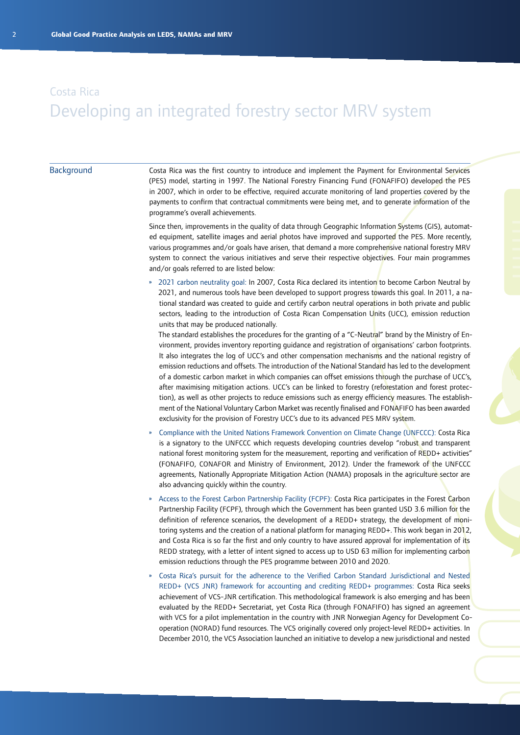## Costa Rica

# Developing an integrated forestry sector MRV system

### Background

Costa Rica was the first country to introduce and implement the Payment for Environmental Services (PES) model, starting in 1997. The National Forestry Financing Fund (FONAFIFO) developed the PES in 2007, which in order to be effective, required accurate monitoring of land properties covered by the payments to confirm that contractual commitments were being met, and to generate information of the programme's overall achievements.

Since then, improvements in the quality of data through Geographic Information Systems (GIS), automated equipment, satellite images and aerial photos have improved and supported the PES. More recently, various programmes and/or goals have arisen, that demand a more comprehensive national forestry MRV system to connect the various initiatives and serve their respective objectives. Four main programmes and/or goals referred to are listed below:

- 2021 carbon neutrality goal: In 2007, Costa Rica declared its intention to become Carbon Neutral by 2021, and numerous tools have been developed to support progress towards this goal. In 2011, a national standard was created to guide and certify carbon neutral operations in both private and public sectors, leading to the introduction of Costa Rican Compensation Units (UCC), emission reduction units that may be produced nationally.
  The standard establishes the procedures for the granting of a "C-Neutral" brand by the Ministry of Environment, provides inventory reporting guidance and registration of organisations' carbon footprints. It also integrates the log of UCC's and other compensation mechanisms and the national registry of emission reductions and offsets. The introduction of the National Standard has led to the development of a domestic carbon market in which companies can offset emissions through the purchase of UCC's, after maximising mitigation actions. UCC's can be linked to forestry (reforestation and forest protection), as well as other projects to reduce emissions such as energy efficiency measures. The establishment of the National Voluntary Carbon Market was recently finalised and FONAFIFO has been awarded exclusivity for the provision of Forestry UCC's due to its advanced PES MRV system.
- Compliance with the United Nations Framework Convention on Climate Change (UNFCCC): Costa Rica is a signatory to the UNFCCC which requests developing countries develop "robust and transparent national forest monitoring system for the measurement, reporting and verification of REDD+ activities" (FONAFIFO, CONAFOR and Ministry of Environment, 2012). Under the framework of the UNFCCC agreements, Nationally Appropriate Mitigation Action (NAMA) proposals in the agriculture sector are also advancing quickly within the country.
- Access to the Forest Carbon Partnership Facility (FCPF): Costa Rica participates in the Forest Carbon Partnership Facility (FCPF), through which the Government has been granted USD 3.6 million for the definition of reference scenarios, the development of a REDD+ strategy, the development of monitoring systems and the creation of a national platform for managing REDD+. This work began in 2012, and Costa Rica is so far the first and only country to have assured approval for implementation of its REDD strategy, with a letter of intent signed to access up to USD 63 million for implementing carbon emission reductions through the PES programme between 2010 and 2020.
- Costa Rica's pursuit for the adherence to the Verified Carbon Standard Jurisdictional and Nested REDD+ (VCS JNR) framework for accounting and crediting REDD+ programmes: Costa Rica seeks achievement of VCS-JNR certification. This methodological framework is also emerging and has been evaluated by the REDD+ Secretariat, yet Costa Rica (through FONAFIFO) has signed an agreement with VCS for a pilot implementation in the country with JNR Norwegian Agency for Development Cooperation (NORAD) fund resources. The VCS originally covered only project-level REDD+ activities. In December 2010, the VCS Association launched an initiative to develop a new jurisdictional and nested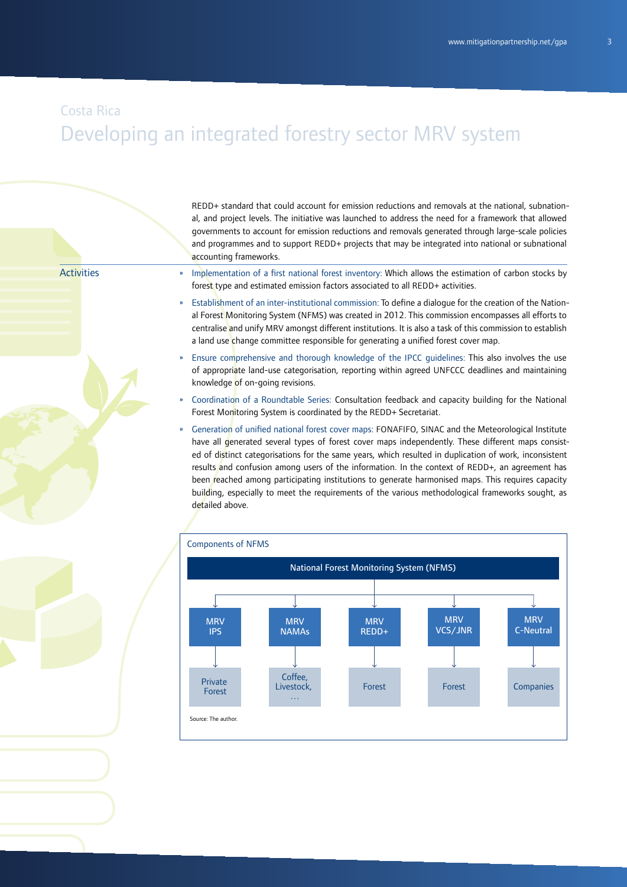Costa Rica

# Developing an integrated forestry sector MRV system

REDD+ standard that could account for emission reductions and removals at the national, subnational, and project levels. The initiative was launched to address the need for a framework that allowed governments to account for emission reductions and removals generated through large-scale policies and programmes and to support REDD+ projects that may be integrated into national or subnational accounting frameworks.

## Activities

- Implementation of a first national forest inventory: Which allows the estimation of carbon stocks by forest type and estimated emission factors associated to all REDD+ activities.
- Establishment of an inter-institutional commission: To define a dialogue for the creation of the National Forest Monitoring System (NFMS) was created in 2012. This commission encompasses all efforts to centralise and unify MRV amongst different institutions. It is also a task of this commission to establish a land use change committee responsible for generating a unified forest cover map.
- Ensure comprehensive and thorough knowledge of the IPCC guidelines: This also involves the use of appropriate land-use categorisation, reporting within agreed UNFCCC deadlines and maintaining knowledge of on-going revisions.
- Coordination of a Roundtable Series: Consultation feedback and capacity building for the National Forest Monitoring System is coordinated by the REDD+ Secretariat.
- Generation of unified national forest cover maps: FONAFIFO, SINAC and the Meteorological Institute have all generated several types of forest cover maps independently. These different maps consisted of distinct categorisations for the same years, which resulted in duplication of work, inconsistent results and confusion among users of the information. In the context of REDD+, an agreement has been reached among participating institutions to generate harmonised maps. This requires capacity building, especially to meet the requirements of the various methodological frameworks sought, as detailed above.

Components of NFMS

National Forest Monitoring System (NFMS)

| MRV IPS | MRV NAMAs | MRV REDD+ | MRV VCS/JNR | MRV C-Neutral |
|---|---|---|---|---|
| Private Forest | Coffee, Livestock, … | Forest | Forest | Companies |

Source: The author.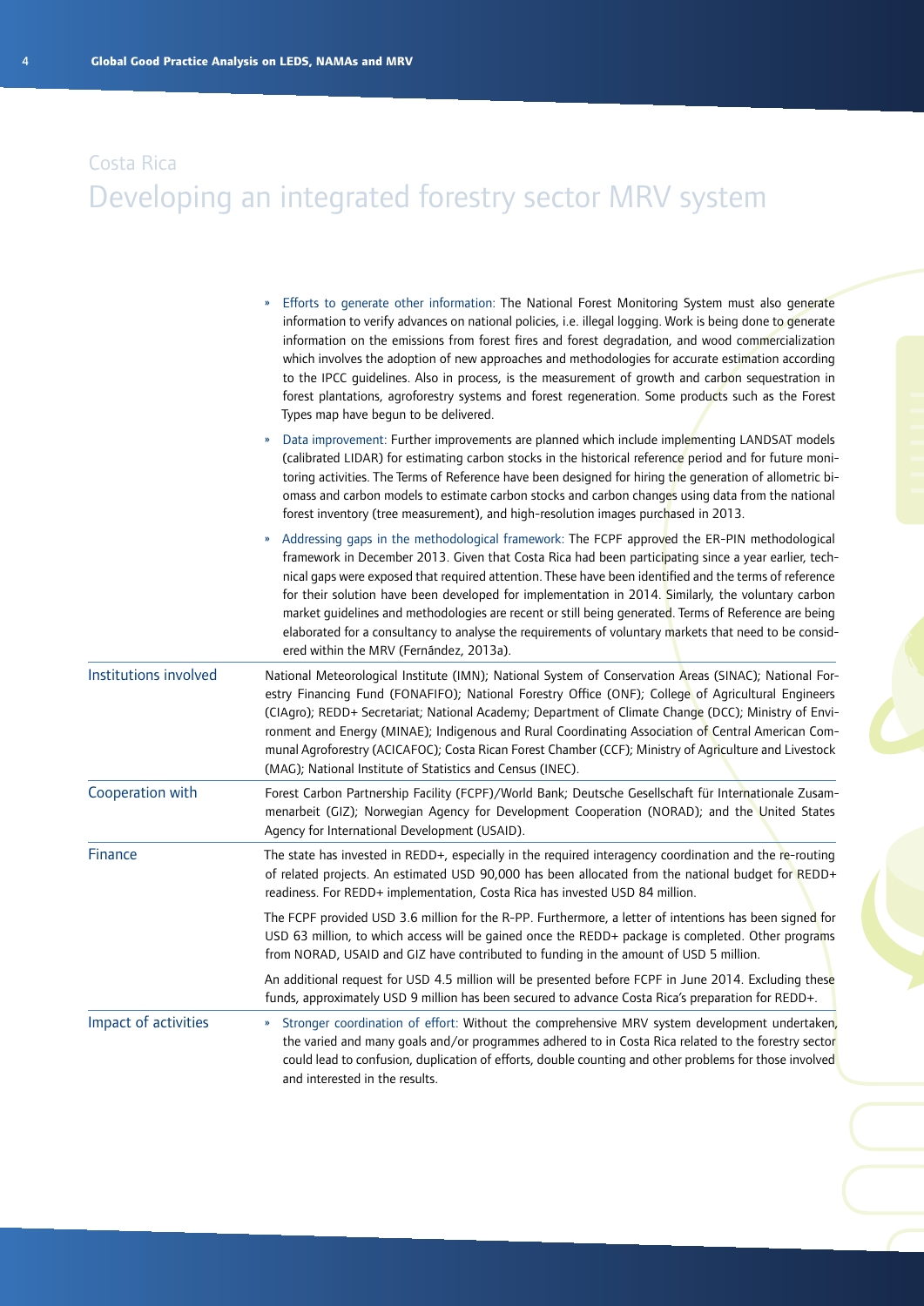Costa Rica

# Developing an integrated forestry sector MRV system

- Efforts to generate other information: The National Forest Monitoring System must also generate information to verify advances on national policies, i.e. illegal logging. Work is being done to generate information on the emissions from forest fires and forest degradation, and wood commercialization which involves the adoption of new approaches and methodologies for accurate estimation according to the IPCC guidelines. Also in process, is the measurement of growth and carbon sequestration in forest plantations, agroforestry systems and forest regeneration. Some products such as the Forest Types map have begun to be delivered.
- Data improvement: Further improvements are planned which include implementing LANDSAT models (calibrated LIDAR) for estimating carbon stocks in the historical reference period and for future monitoring activities. The Terms of Reference have been designed for hiring the generation of allometric biomass and carbon models to estimate carbon stocks and carbon changes using data from the national forest inventory (tree measurement), and high-resolution images purchased in 2013.
- Addressing gaps in the methodological framework: The FCPF approved the ER-PIN methodological framework in December 2013. Given that Costa Rica had been participating since a year earlier, technical gaps were exposed that required attention. These have been identified and the terms of reference for their solution have been developed for implementation in 2014. Similarly, the voluntary carbon market guidelines and methodologies are recent or still being generated. Terms of Reference are being elaborated for a consultancy to analyse the requirements of voluntary markets that need to be considered within the MRV (Fernández, 2013a).

## Institutions involved

National Meteorological Institute (IMN); National System of Conservation Areas (SINAC); National Forestry Financing Fund (FONAFIFO); National Forestry Office (ONF); College of Agricultural Engineers (CIAgro); REDD+ Secretariat; National Academy; Department of Climate Change (DCC); Ministry of Environment and Energy (MINAE); Indigenous and Rural Coordinating Association of Central American Communal Agroforestry (ACICAFOC); Costa Rican Forest Chamber (CCF); Ministry of Agriculture and Livestock (MAG); National Institute of Statistics and Census (INEC).

## Cooperation with

Forest Carbon Partnership Facility (FCPF)/World Bank; Deutsche Gesellschaft für Internationale Zusammenarbeit (GIZ); Norwegian Agency for Development Cooperation (NORAD); and the United States Agency for International Development (USAID).

## Finance

The state has invested in REDD+, especially in the required interagency coordination and the re-routing of related projects. An estimated USD 90,000 has been allocated from the national budget for REDD+ readiness. For REDD+ implementation, Costa Rica has invested USD 84 million.

The FCPF provided USD 3.6 million for the R-PP. Furthermore, a letter of intentions has been signed for USD 63 million, to which access will be gained once the REDD+ package is completed. Other programs from NORAD, USAID and GIZ have contributed to funding in the amount of USD 5 million.

An additional request for USD 4.5 million will be presented before FCPF in June 2014. Excluding these funds, approximately USD 9 million has been secured to advance Costa Rica's preparation for REDD+.

## Impact of activities

- Stronger coordination of effort: Without the comprehensive MRV system development undertaken, the varied and many goals and/or programmes adhered to in Costa Rica related to the forestry sector could lead to confusion, duplication of efforts, double counting and other problems for those involved and interested in the results.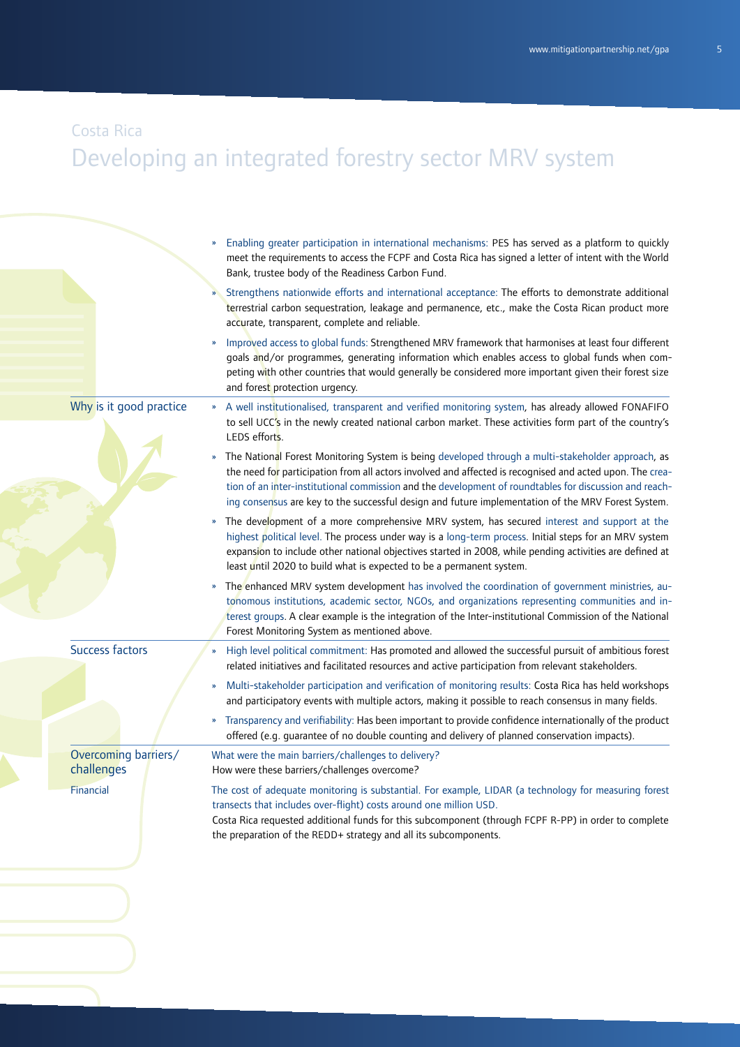Costa Rica

# Developing an integrated forestry sector MRV system

- Enabling greater participation in international mechanisms: PES has served as a platform to quickly meet the requirements to access the FCPF and Costa Rica has signed a letter of intent with the World Bank, trustee body of the Readiness Carbon Fund.
- Strengthens nationwide efforts and international acceptance: The efforts to demonstrate additional terrestrial carbon sequestration, leakage and permanence, etc., make the Costa Rican product more accurate, transparent, complete and reliable.
- Improved access to global funds: Strengthened MRV framework that harmonises at least four different goals and/or programmes, generating information which enables access to global funds when competing with other countries that would generally be considered more important given their forest size and forest protection urgency.

## Why is it good practice

- A well institutionalised, transparent and verified monitoring system, has already allowed FONAFIFO to sell UCC's in the newly created national carbon market. These activities form part of the country's LEDS efforts.
- The National Forest Monitoring System is being developed through a multi-stakeholder approach, as the need for participation from all actors involved and affected is recognised and acted upon. The creation of an inter-institutional commission and the development of roundtables for discussion and reaching consensus are key to the successful design and future implementation of the MRV Forest System.
- The development of a more comprehensive MRV system, has secured interest and support at the highest political level. The process under way is a long-term process. Initial steps for an MRV system expansion to include other national objectives started in 2008, while pending activities are defined at least until 2020 to build what is expected to be a permanent system.
- The enhanced MRV system development has involved the coordination of government ministries, autonomous institutions, academic sector, NGOs, and organizations representing communities and interest groups. A clear example is the integration of the Inter-institutional Commission of the National Forest Monitoring System as mentioned above.

## Success factors

- High level political commitment: Has promoted and allowed the successful pursuit of ambitious forest related initiatives and facilitated resources and active participation from relevant stakeholders.
- Multi-stakeholder participation and verification of monitoring results: Costa Rica has held workshops and participatory events with multiple actors, making it possible to reach consensus in many fields.
- Transparency and verifiability: Has been important to provide confidence internationally of the product offered (e.g. guarantee of no double counting and delivery of planned conservation impacts).

## Overcoming barriers/challenges

What were the main barriers/challenges to delivery?
How were these barriers/challenges overcome?

### Financial

The cost of adequate monitoring is substantial. For example, LIDAR (a technology for measuring forest transects that includes over-flight) costs around one million USD.

Costa Rica requested additional funds for this subcomponent (through FCPF R-PP) in order to complete the preparation of the REDD+ strategy and all its subcomponents.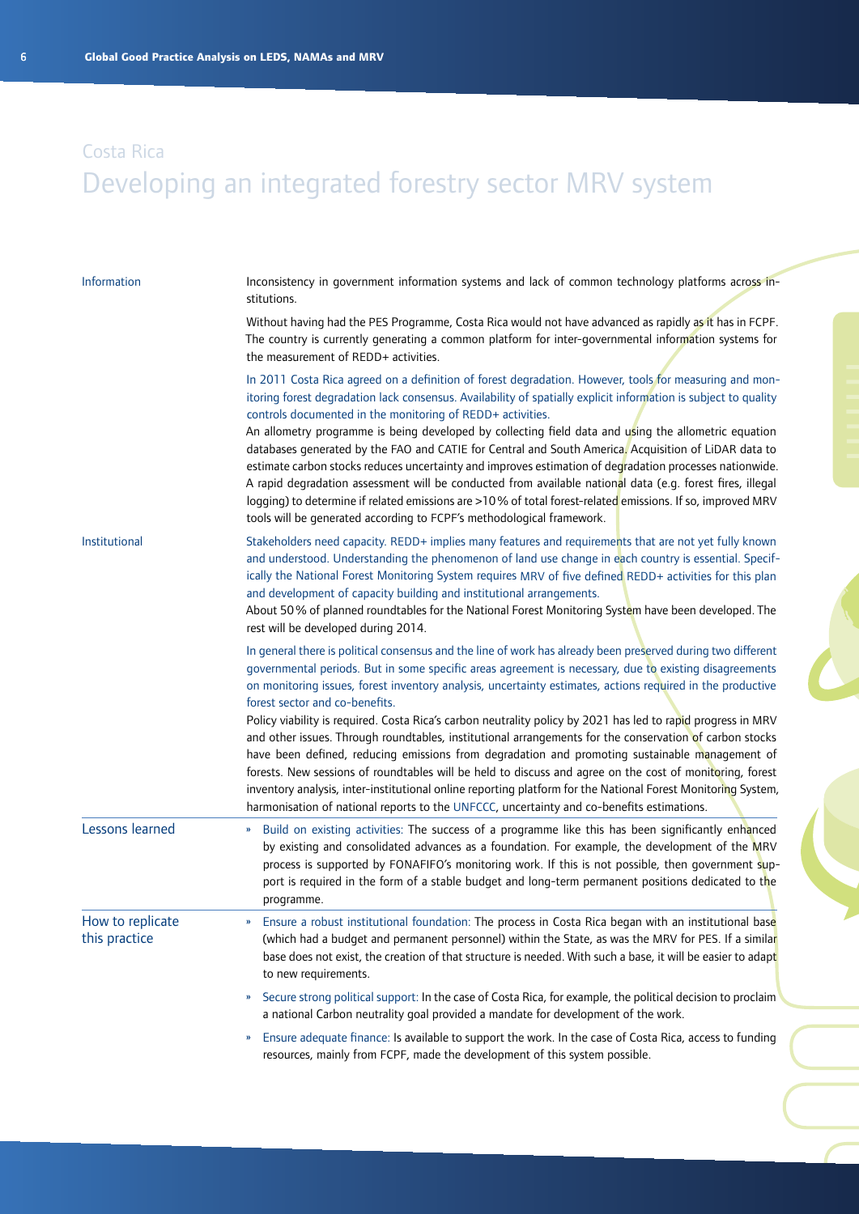Costa Rica

# Developing an integrated forestry sector MRV system

| | |
|---|---|
| Information | Inconsistency in government information systems and lack of common technology platforms across institutions.<br><br>Without having had the PES Programme, Costa Rica would not have advanced as rapidly as it has in FCPF. The country is currently generating a common platform for inter-governmental information systems for the measurement of REDD+ activities.<br><br>In 2011 Costa Rica agreed on a definition of forest degradation. However, tools for measuring and monitoring forest degradation lack consensus. Availability of spatially explicit information is subject to quality controls documented in the monitoring of REDD+ activities.<br>An allometry programme is being developed by collecting field data and using the allometric equation databases generated by the FAO and CATIE for Central and South America. Acquisition of LiDAR data to estimate carbon stocks reduces uncertainty and improves estimation of degradation processes nationwide. A rapid degradation assessment will be conducted from available national data (e.g. forest fires, illegal logging) to determine if related emissions are >10 % of total forest-related emissions. If so, improved MRV tools will be generated according to FCPF's methodological framework. |
| Institutional | Stakeholders need capacity. REDD+ implies many features and requirements that are not yet fully known and understood. Understanding the phenomenon of land use change in each country is essential. Specifically the National Forest Monitoring System requires MRV of five defined REDD+ activities for this plan and development of capacity building and institutional arrangements.<br>About 50 % of planned roundtables for the National Forest Monitoring System have been developed. The rest will be developed during 2014.<br><br>In general there is political consensus and the line of work has already been preserved during two different governmental periods. But in some specific areas agreement is necessary, due to existing disagreements on monitoring issues, forest inventory analysis, uncertainty estimates, actions required in the productive forest sector and co-benefits.<br>Policy viability is required. Costa Rica's carbon neutrality policy by 2021 has led to rapid progress in MRV and other issues. Through roundtables, institutional arrangements for the conservation of carbon stocks have been defined, reducing emissions from degradation and promoting sustainable management of forests. New sessions of roundtables will be held to discuss and agree on the cost of monitoring, forest inventory analysis, inter-institutional online reporting platform for the National Forest Monitoring System, harmonisation of national reports to the UNFCCC, uncertainty and co-benefits estimations. |
| Lessons learned | » Build on existing activities: The success of a programme like this has been significantly enhanced by existing and consolidated advances as a foundation. For example, the development of the MRV process is supported by FONAFIFO's monitoring work. If this is not possible, then government support is required in the form of a stable budget and long-term permanent positions dedicated to the programme. |
| How to replicate this practice | » Ensure a robust institutional foundation: The process in Costa Rica began with an institutional base (which had a budget and permanent personnel) within the State, as was the MRV for PES. If a similar base does not exist, the creation of that structure is needed. With such a base, it will be easier to adapt to new requirements.<br><br>» Secure strong political support: In the case of Costa Rica, for example, the political decision to proclaim a national Carbon neutrality goal provided a mandate for development of the work.<br><br>» Ensure adequate finance: Is available to support the work. In the case of Costa Rica, access to funding resources, mainly from FCPF, made the development of this system possible. |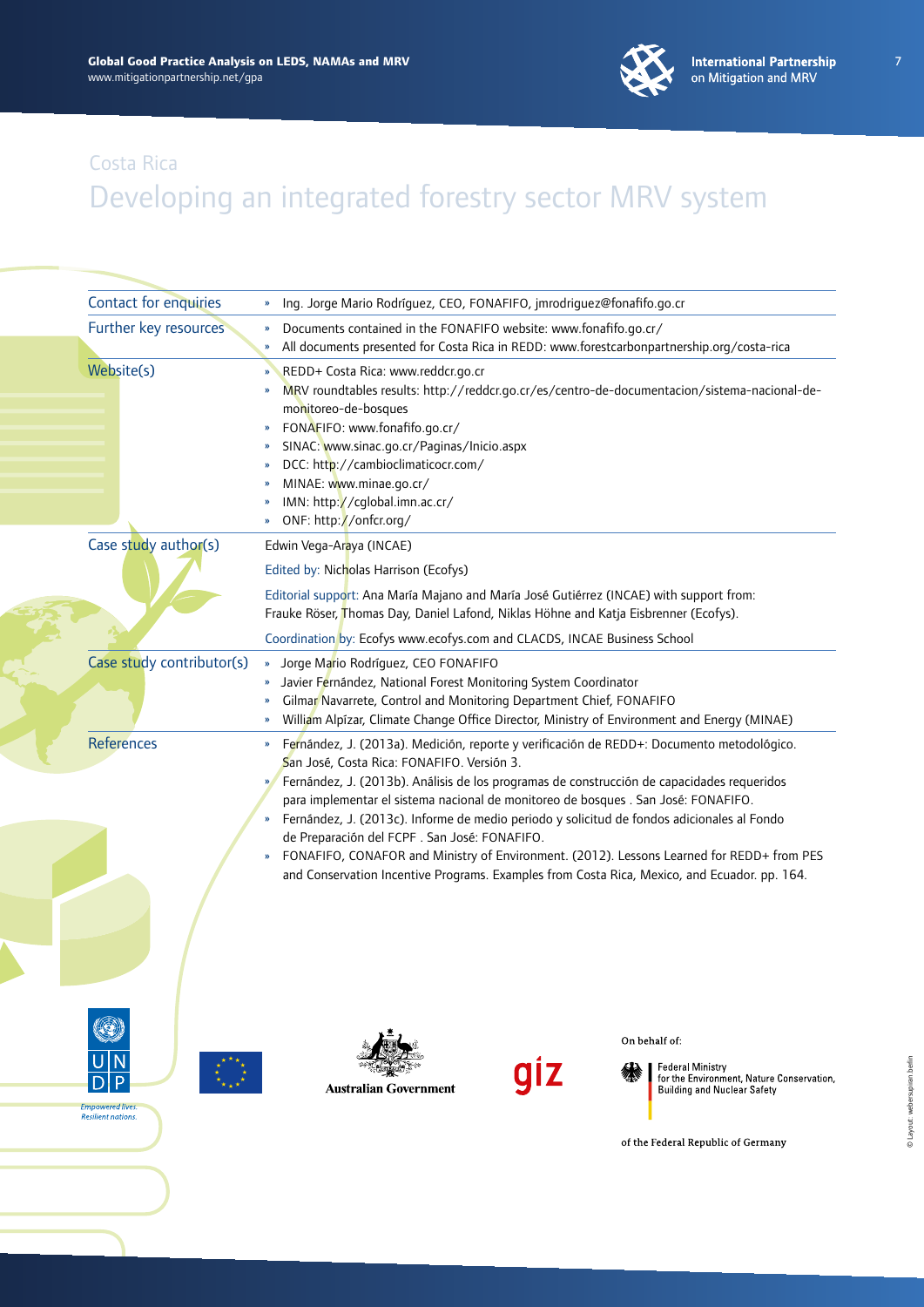Costa Rica

# Developing an integrated forestry sector MRV system

| | |
|---|---|
| Contact for enquiries | » Ing. Jorge Mario Rodríguez, CEO, FONAFIFO, jmrodriguez@fonafifo.go.cr |
| Further key resources | » Documents contained in the FONAFIFO website: www.fonafifo.go.cr/ <br> » All documents presented for Costa Rica in REDD: www.forestcarbonpartnership.org/costa-rica |
| Website(s) | » REDD+ Costa Rica: www.reddcr.go.cr <br> » MRV roundtables results: http://reddcr.go.cr/es/centro-de-documentacion/sistema-nacional-de-monitoreo-de-bosques <br> » FONAFIFO: www.fonafifo.go.cr/ <br> » SINAC: www.sinac.go.cr/Paginas/Inicio.aspx <br> » DCC: http://cambioclimaticocr.com/ <br> » MINAE: www.minae.go.cr/ <br> » IMN: http://cglobal.imn.ac.cr/ <br> » ONF: http://onfcr.org/ |
| Case study author(s) | Edwin Vega-Araya (INCAE) <br> Edited by: Nicholas Harrison (Ecofys) <br> Editorial support: Ana María Majano and María José Gutiérrez (INCAE) with support from: Frauke Röser, Thomas Day, Daniel Lafond, Niklas Höhne and Katja Eisbrenner (Ecofys). <br> Coordination by: Ecofys www.ecofys.com and CLACDS, INCAE Business School |
| Case study contributor(s) | » Jorge Mario Rodríguez, CEO FONAFIFO <br> » Javier Fernández, National Forest Monitoring System Coordinator <br> » Gilmar Navarrete, Control and Monitoring Department Chief, FONAFIFO <br> » William Alpízar, Climate Change Office Director, Ministry of Environment and Energy (MINAE) |
| References | » Fernández, J. (2013a). Medición, reporte y verificación de REDD+: Documento metodológico. San José, Costa Rica: FONAFIFO. Versión 3. <br> » Fernández, J. (2013b). Análisis de los programas de construcción de capacidades requeridos para implementar el sistema nacional de monitoreo de bosques . San José: FONAFIFO. <br> » Fernández, J. (2013c). Informe de medio periodo y solicitud de fondos adicionales al Fondo de Preparación del FCPF . San José: FONAFIFO. <br> » FONAFIFO, CONAFOR and Ministry of Environment. (2012). Lessons Learned for REDD+ from PES and Conservation Incentive Programs. Examples from Costa Rica, Mexico, and Ecuador. pp. 164. |

Empowered lives. Resilient nations.

Australian Government

giz

On behalf of:

Federal Ministry for the Environment, Nature Conservation, Building and Nuclear Safety

of the Federal Republic of Germany